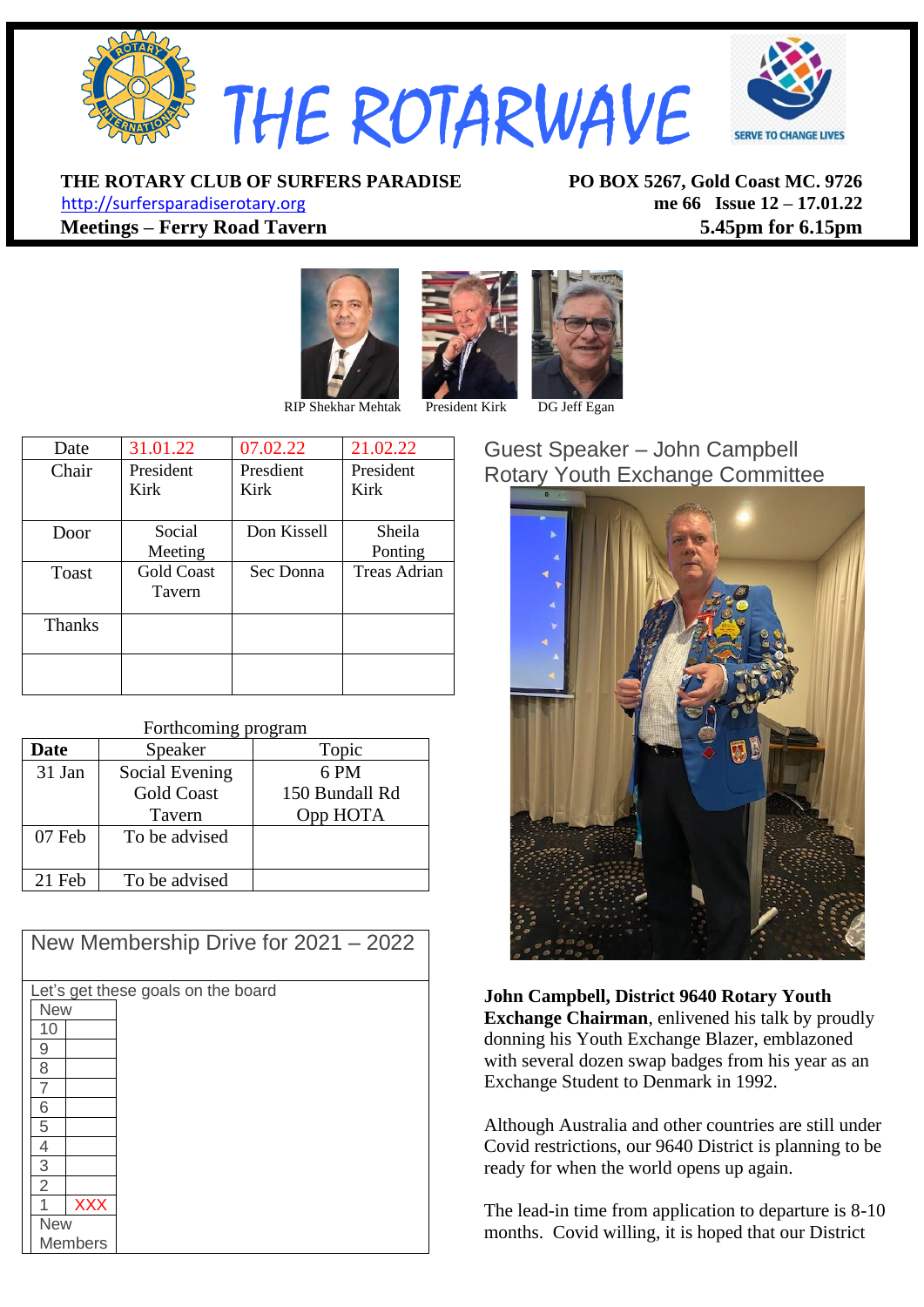# THE ROTARWAVE

SERVE TO CHANGE LIVES

**THE ROTARY CLUB OF SURFERS PARADISE**
http://surfersparadiserotary.org
**Meetings – Ferry Road Tavern**

**PO BOX 5267, Gold Coast MC. 9726**
**me 66 Issue 12 – 17.01.22**
**5.45pm for 6.15pm**

RIP Shekhar Mehtak    President Kirk    DG Jeff Egan

| Date | 31.01.22 | 07.02.22 | 21.02.22 |
|---|---|---|---|
| Chair | President Kirk | Presdient Kirk | President Kirk |
| Door | Social Meeting | Don Kissell | Sheila Ponting |
| Toast | Gold Coast Tavern | Sec Donna | Treas Adrian |
| Thanks | | | |
| | | | |

Forthcoming program

| Date | Speaker | Topic |
|---|---|---|
| 31 Jan | Social Evening Gold Coast Tavern | 6 PM 150 Bundall Rd Opp HOTA |
| 07 Feb | To be advised | |
| 21 Feb | To be advised | |

## New Membership Drive for 2021 – 2022

Let's get these goals on the board

| New | |
|---|---|
| 10 | |
| 9 | |
| 8 | |
| 7 | |
| 6 | |
| 5 | |
| 4 | |
| 3 | |
| 2 | |
| 1 | XXX |
| New Members | |

## Guest Speaker – John Campbell Rotary Youth Exchange Committee

**John Campbell, District 9640 Rotary Youth Exchange Chairman**, enlivened his talk by proudly donning his Youth Exchange Blazer, emblazoned with several dozen swap badges from his year as an Exchange Student to Denmark in 1992.

Although Australia and other countries are still under Covid restrictions, our 9640 District is planning to be ready for when the world opens up again.

The lead-in time from application to departure is 8-10 months. Covid willing, it is hoped that our District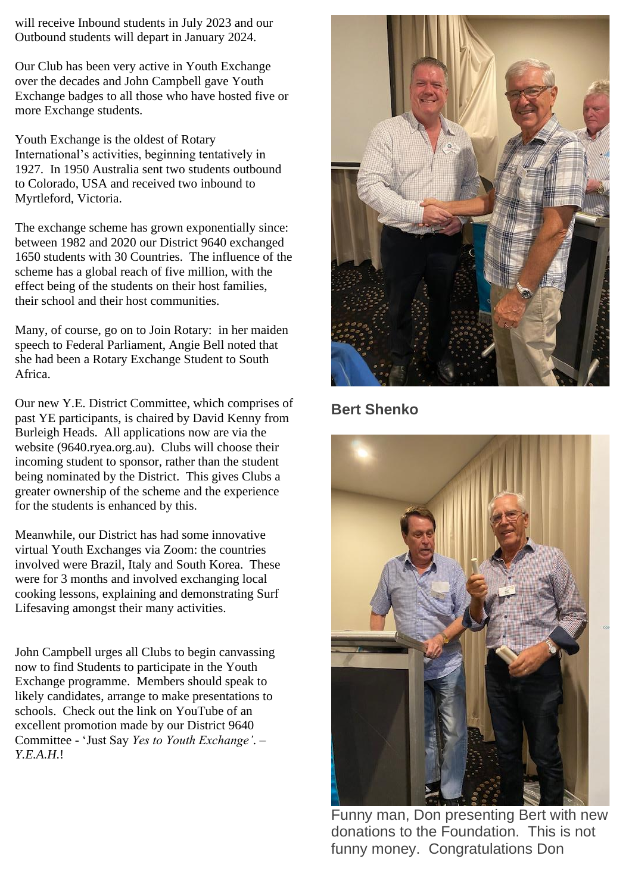will receive Inbound students in July 2023 and our Outbound students will depart in January 2024.

Our Club has been very active in Youth Exchange over the decades and John Campbell gave Youth Exchange badges to all those who have hosted five or more Exchange students.

Youth Exchange is the oldest of Rotary International's activities, beginning tentatively in 1927. In 1950 Australia sent two students outbound to Colorado, USA and received two inbound to Myrtleford, Victoria.

The exchange scheme has grown exponentially since: between 1982 and 2020 our District 9640 exchanged 1650 students with 30 Countries. The influence of the scheme has a global reach of five million, with the effect being of the students on their host families, their school and their host communities.

Many, of course, go on to Join Rotary: in her maiden speech to Federal Parliament, Angie Bell noted that she had been a Rotary Exchange Student to South Africa.

Our new Y.E. District Committee, which comprises of past YE participants, is chaired by David Kenny from Burleigh Heads. All applications now are via the website (9640.ryea.org.au). Clubs will choose their incoming student to sponsor, rather than the student being nominated by the District. This gives Clubs a greater ownership of the scheme and the experience for the students is enhanced by this.

Meanwhile, our District has had some innovative virtual Youth Exchanges via Zoom: the countries involved were Brazil, Italy and South Korea. These were for 3 months and involved exchanging local cooking lessons, explaining and demonstrating Surf Lifesaving amongst their many activities.

John Campbell urges all Clubs to begin canvassing now to find Students to participate in the Youth Exchange programme. Members should speak to likely candidates, arrange to make presentations to schools. Check out the link on YouTube of an excellent promotion made by our District 9640 Committee - 'Just Say *Yes to Youth Exchange'*. – *Y.E.A.H.*!

**Bert Shenko**

Funny man, Don presenting Bert with new donations to the Foundation. This is not funny money. Congratulations Don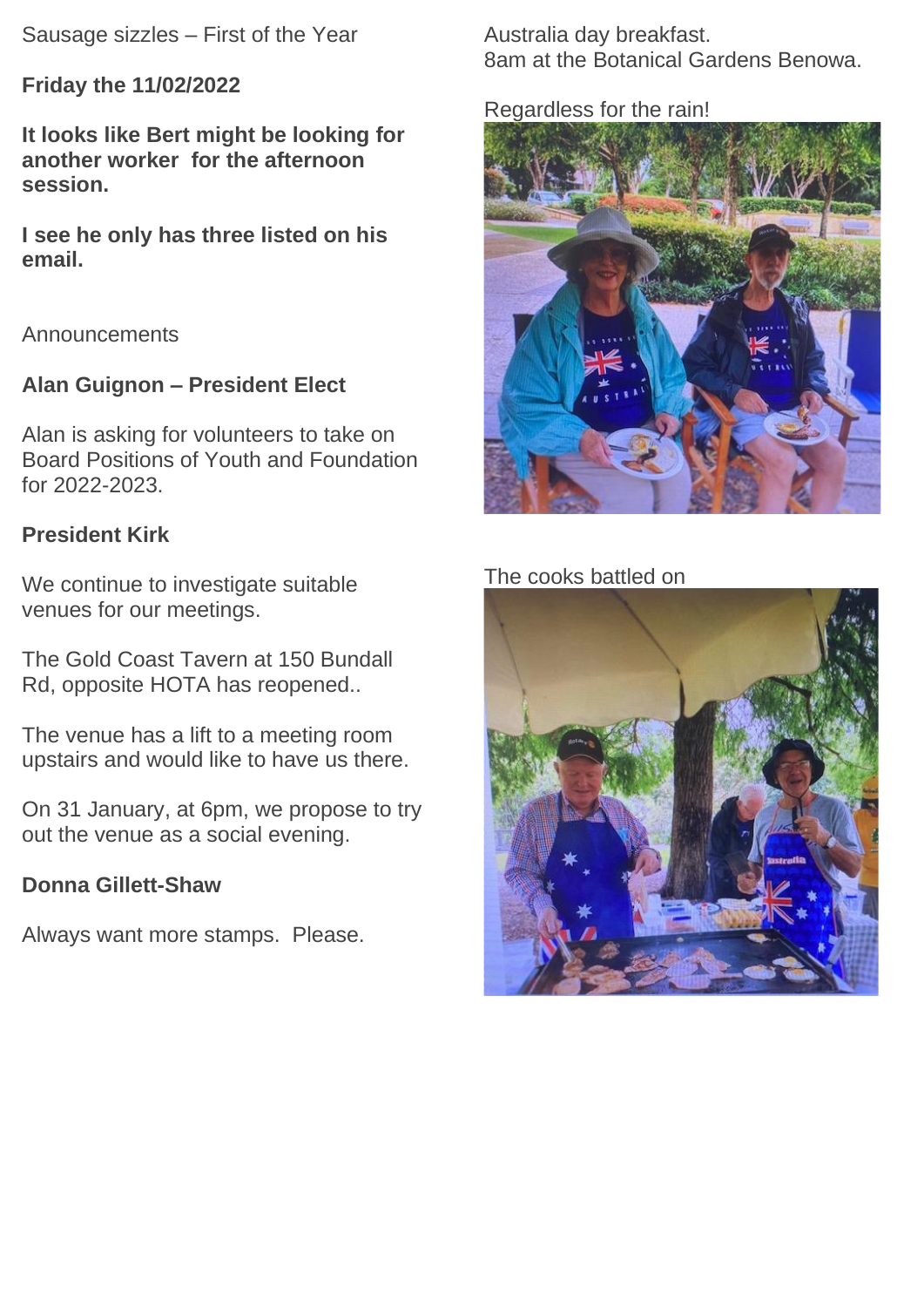Sausage sizzles – First of the Year

**Friday the 11/02/2022**

**It looks like Bert might be looking for another worker for the afternoon session.**

**I see he only has three listed on his email.**

Announcements

**Alan Guignon – President Elect**

Alan is asking for volunteers to take on Board Positions of Youth and Foundation for 2022-2023.

**President Kirk**

We continue to investigate suitable venues for our meetings.

The Gold Coast Tavern at 150 Bundall Rd, opposite HOTA has reopened..

The venue has a lift to a meeting room upstairs and would like to have us there.

On 31 January, at 6pm, we propose to try out the venue as a social evening.

**Donna Gillett-Shaw**

Always want more stamps. Please.

Australia day breakfast.
8am at the Botanical Gardens Benowa.

Regardless for the rain!

The cooks battled on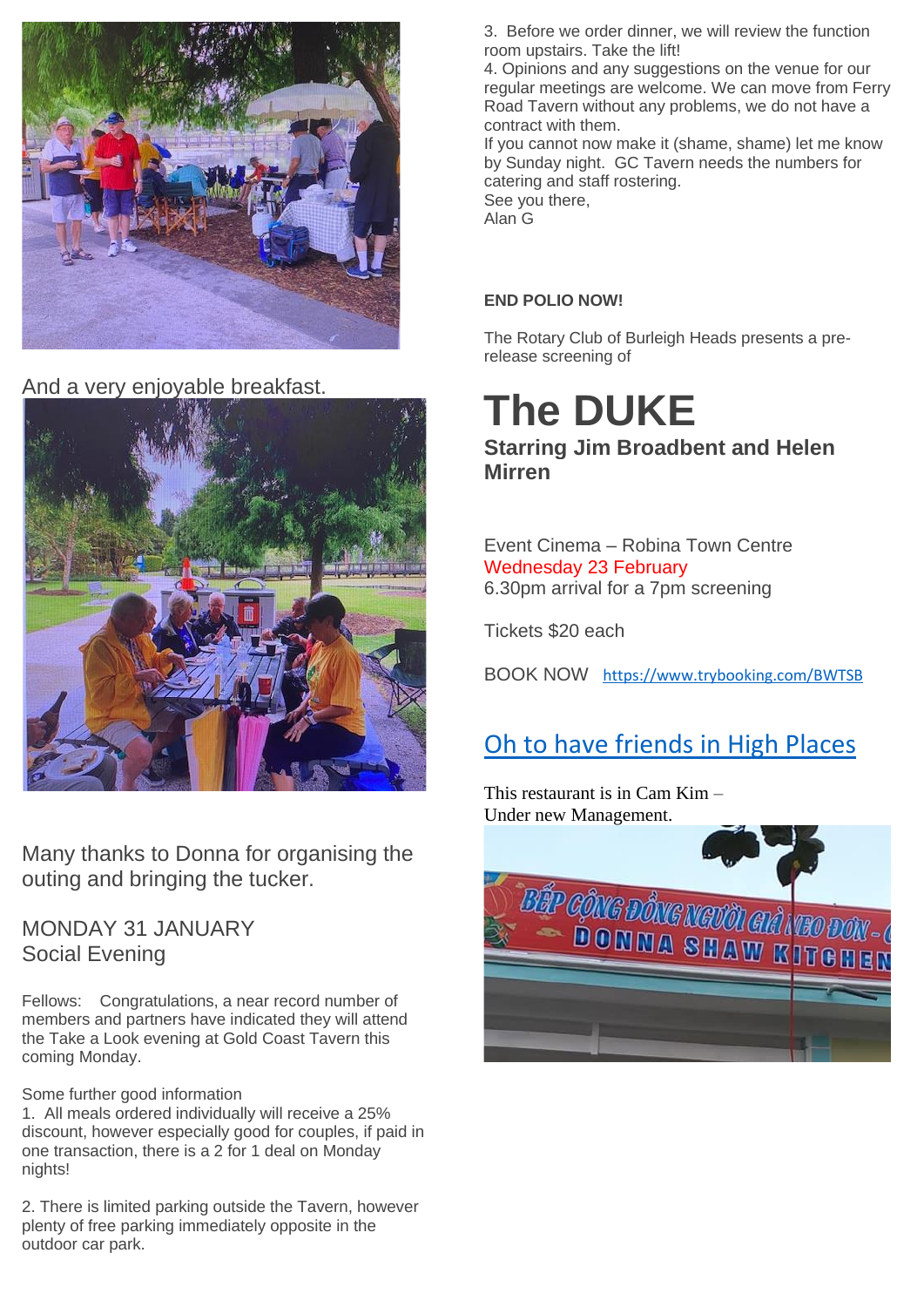And a very enjoyable breakfast.

Many thanks to Donna for organising the outing and bringing the tucker.

## MONDAY 31 JANUARY
Social Evening

Fellows: Congratulations, a near record number of members and partners have indicated they will attend the Take a Look evening at Gold Coast Tavern this coming Monday.

Some further good information

1. All meals ordered individually will receive a 25% discount, however especially good for couples, if paid in one transaction, there is a 2 for 1 deal on Monday nights!

2. There is limited parking outside the Tavern, however plenty of free parking immediately opposite in the outdoor car park.

3. Before we order dinner, we will review the function room upstairs. Take the lift!

4. Opinions and any suggestions on the venue for our regular meetings are welcome. We can move from Ferry Road Tavern without any problems, we do not have a contract with them.

If you cannot now make it (shame, shame) let me know by Sunday night. GC Tavern needs the numbers for catering and staff rostering.

See you there,
Alan G

**END POLIO NOW!**

The Rotary Club of Burleigh Heads presents a pre-release screening of

# The DUKE

### Starring Jim Broadbent and Helen Mirren

Event Cinema – Robina Town Centre
Wednesday 23 February
6.30pm arrival for a 7pm screening

Tickets $20 each

BOOK NOW https://www.trybooking.com/BWTSB

## Oh to have friends in High Places

This restaurant is in Cam Kim –
Under new Management.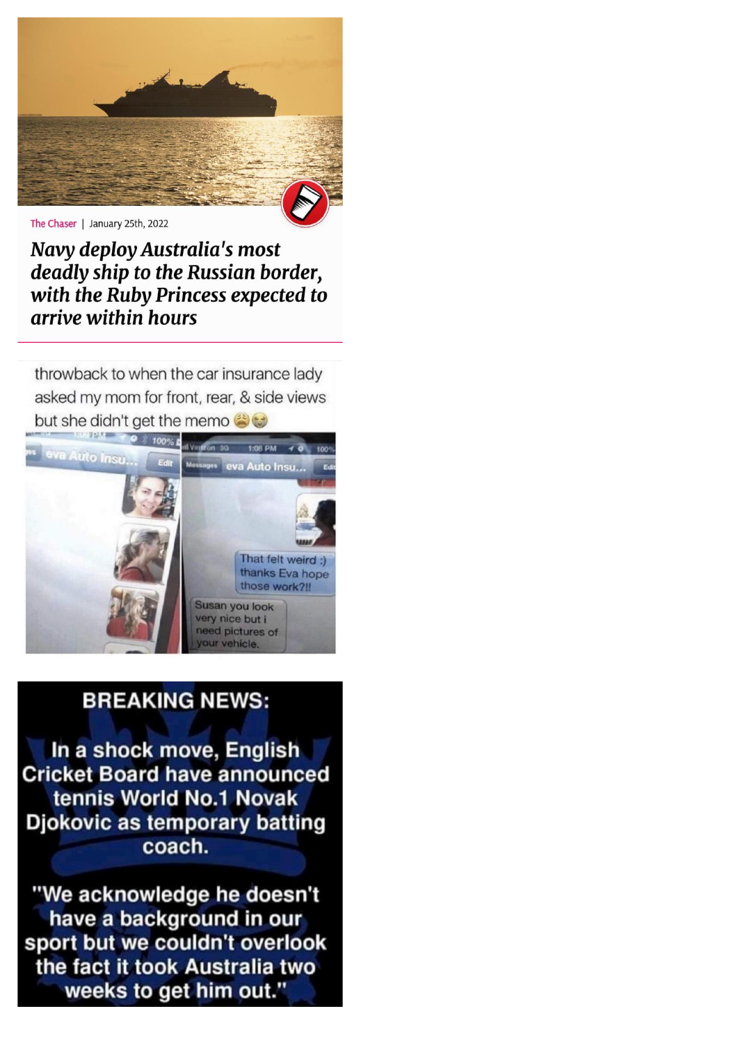The Chaser | January 25th, 2022

***Navy deploy Australia's most deadly ship to the Russian border, with the Ruby Princess expected to arrive within hours***

throwback to when the car insurance lady asked my mom for front, rear, & side views but she didn't get the memo 😩😭

eva Auto Insu...

That felt weird :) thanks Eva hope those work?!!

Susan you look very nice but i need pictures of your vehicle.

**BREAKING NEWS:**

In a shock move, English Cricket Board have announced tennis World No.1 Novak Djokovic as temporary batting coach.

"We acknowledge he doesn't have a background in our sport but we couldn't overlook the fact it took Australia two weeks to get him out."